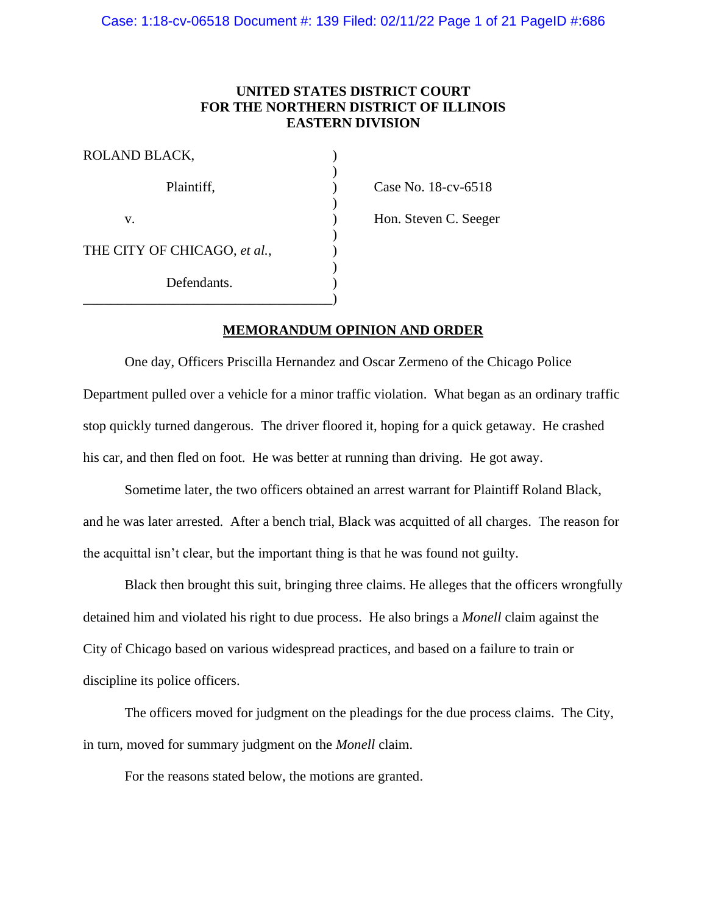**UNITED STATES DISTRICT COURT**
**FOR THE NORTHERN DISTRICT OF ILLINOIS**
**EASTERN DIVISION**

| | | |
|---|---|---|
| ROLAND BLACK, | ) | |
| | ) | |
| Plaintiff, | ) | Case No. 18-cv-6518 |
| | ) | |
| v. | ) | Hon. Steven C. Seeger |
| | ) | |
| THE CITY OF CHICAGO, *et al.*, | ) | |
| | ) | |
| Defendants. | ) | |

**MEMORANDUM OPINION AND ORDER**

One day, Officers Priscilla Hernandez and Oscar Zermeno of the Chicago Police Department pulled over a vehicle for a minor traffic violation. What began as an ordinary traffic stop quickly turned dangerous. The driver floored it, hoping for a quick getaway. He crashed his car, and then fled on foot. He was better at running than driving. He got away.

Sometime later, the two officers obtained an arrest warrant for Plaintiff Roland Black, and he was later arrested. After a bench trial, Black was acquitted of all charges. The reason for the acquittal isn't clear, but the important thing is that he was found not guilty.

Black then brought this suit, bringing three claims. He alleges that the officers wrongfully detained him and violated his right to due process. He also brings a *Monell* claim against the City of Chicago based on various widespread practices, and based on a failure to train or discipline its police officers.

The officers moved for judgment on the pleadings for the due process claims. The City, in turn, moved for summary judgment on the *Monell* claim.

For the reasons stated below, the motions are granted.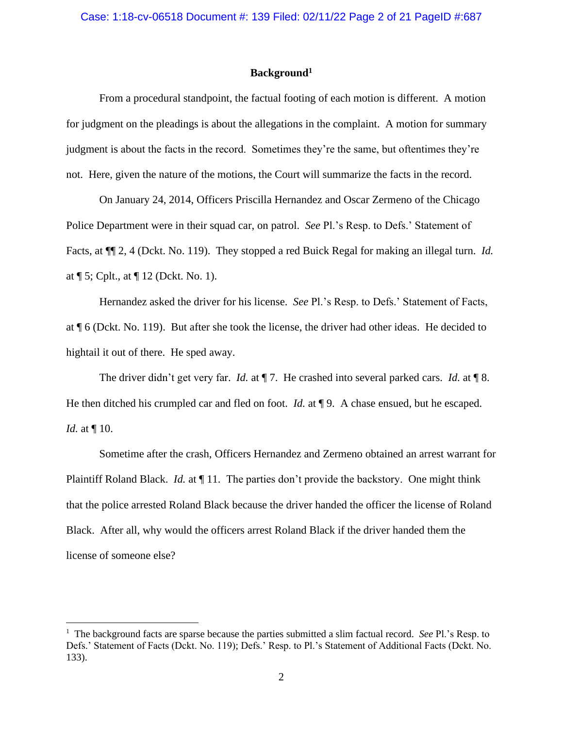## Background[1]

From a procedural standpoint, the factual footing of each motion is different. A motion for judgment on the pleadings is about the allegations in the complaint. A motion for summary judgment is about the facts in the record. Sometimes they're the same, but oftentimes they're not. Here, given the nature of the motions, the Court will summarize the facts in the record.

On January 24, 2014, Officers Priscilla Hernandez and Oscar Zermeno of the Chicago Police Department were in their squad car, on patrol. *See* Pl.'s Resp. to Defs.' Statement of Facts, at ¶¶ 2, 4 (Dckt. No. 119). They stopped a red Buick Regal for making an illegal turn. *Id.* at ¶ 5; Cplt., at ¶ 12 (Dckt. No. 1).

Hernandez asked the driver for his license. *See* Pl.'s Resp. to Defs.' Statement of Facts, at ¶ 6 (Dckt. No. 119). But after she took the license, the driver had other ideas. He decided to hightail it out of there. He sped away.

The driver didn't get very far. *Id.* at ¶ 7. He crashed into several parked cars. *Id.* at ¶ 8. He then ditched his crumpled car and fled on foot. *Id.* at ¶ 9. A chase ensued, but he escaped. *Id.* at ¶ 10.

Sometime after the crash, Officers Hernandez and Zermeno obtained an arrest warrant for Plaintiff Roland Black. *Id.* at ¶ 11. The parties don't provide the backstory. One might think that the police arrested Roland Black because the driver handed the officer the license of Roland Black. After all, why would the officers arrest Roland Black if the driver handed them the license of someone else?

---

[1] The background facts are sparse because the parties submitted a slim factual record. *See* Pl.'s Resp. to Defs.' Statement of Facts (Dckt. No. 119); Defs.' Resp. to Pl.'s Statement of Additional Facts (Dckt. No. 133).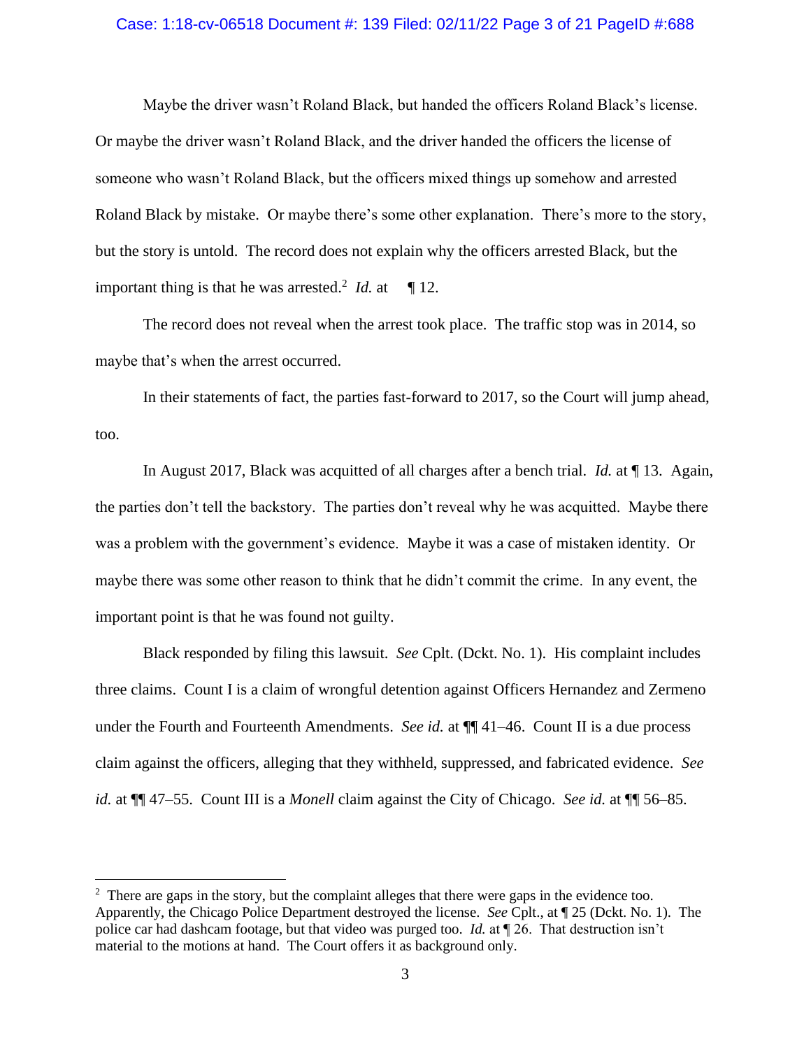Maybe the driver wasn't Roland Black, but handed the officers Roland Black's license. Or maybe the driver wasn't Roland Black, and the driver handed the officers the license of someone who wasn't Roland Black, but the officers mixed things up somehow and arrested Roland Black by mistake. Or maybe there's some other explanation. There's more to the story, but the story is untold. The record does not explain why the officers arrested Black, but the important thing is that he was arrested.[2] *Id.* at ¶ 12.

The record does not reveal when the arrest took place. The traffic stop was in 2014, so maybe that's when the arrest occurred.

In their statements of fact, the parties fast-forward to 2017, so the Court will jump ahead, too.

In August 2017, Black was acquitted of all charges after a bench trial. *Id.* at ¶ 13. Again, the parties don't tell the backstory. The parties don't reveal why he was acquitted. Maybe there was a problem with the government's evidence. Maybe it was a case of mistaken identity. Or maybe there was some other reason to think that he didn't commit the crime. In any event, the important point is that he was found not guilty.

Black responded by filing this lawsuit. *See* Cplt. (Dckt. No. 1). His complaint includes three claims. Count I is a claim of wrongful detention against Officers Hernandez and Zermeno under the Fourth and Fourteenth Amendments. *See id.* at ¶¶ 41–46. Count II is a due process claim against the officers, alleging that they withheld, suppressed, and fabricated evidence. *See id.* at ¶¶ 47–55. Count III is a *Monell* claim against the City of Chicago. *See id.* at ¶¶ 56–85.

---

[2] There are gaps in the story, but the complaint alleges that there were gaps in the evidence too. Apparently, the Chicago Police Department destroyed the license. *See* Cplt., at ¶ 25 (Dckt. No. 1). The police car had dashcam footage, but that video was purged too. *Id.* at ¶ 26. That destruction isn't material to the motions at hand. The Court offers it as background only.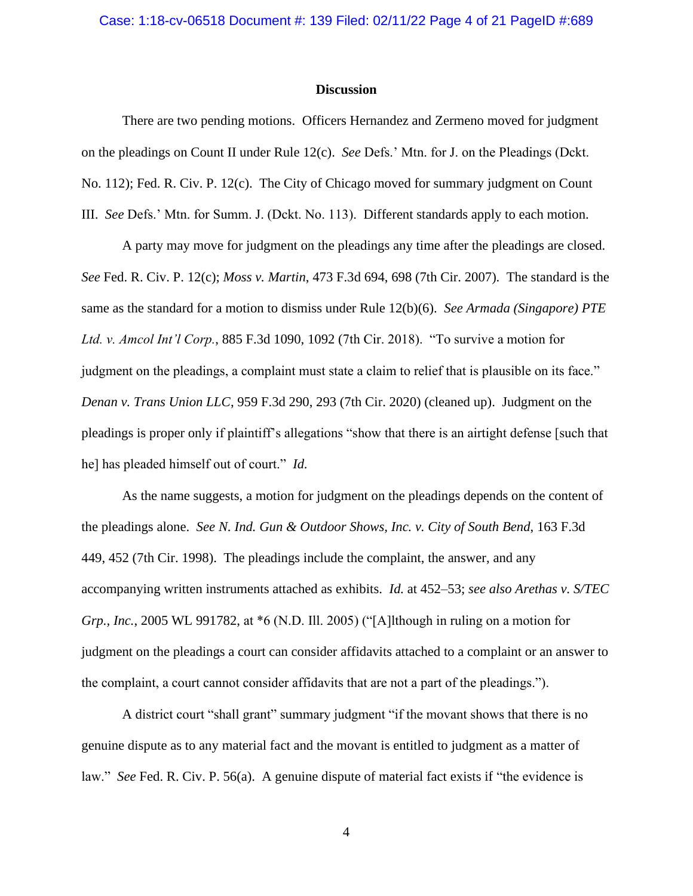## Discussion

There are two pending motions. Officers Hernandez and Zermeno moved for judgment on the pleadings on Count II under Rule 12(c). *See* Defs.' Mtn. for J. on the Pleadings (Dckt. No. 112); Fed. R. Civ. P. 12(c). The City of Chicago moved for summary judgment on Count III. *See* Defs.' Mtn. for Summ. J. (Dckt. No. 113). Different standards apply to each motion.

A party may move for judgment on the pleadings any time after the pleadings are closed. *See* Fed. R. Civ. P. 12(c); *Moss v. Martin*, 473 F.3d 694, 698 (7th Cir. 2007). The standard is the same as the standard for a motion to dismiss under Rule 12(b)(6). *See Armada (Singapore) PTE Ltd. v. Amcol Int'l Corp.*, 885 F.3d 1090, 1092 (7th Cir. 2018). "To survive a motion for judgment on the pleadings, a complaint must state a claim to relief that is plausible on its face." *Denan v. Trans Union LLC*, 959 F.3d 290, 293 (7th Cir. 2020) (cleaned up). Judgment on the pleadings is proper only if plaintiff's allegations "show that there is an airtight defense [such that he] has pleaded himself out of court." *Id.*

As the name suggests, a motion for judgment on the pleadings depends on the content of the pleadings alone. *See N. Ind. Gun & Outdoor Shows, Inc. v. City of South Bend*, 163 F.3d 449, 452 (7th Cir. 1998). The pleadings include the complaint, the answer, and any accompanying written instruments attached as exhibits. *Id.* at 452–53; *see also Arethas v. S/TEC Grp., Inc.*, 2005 WL 991782, at *6 (N.D. Ill. 2005) ("[A]lthough in ruling on a motion for judgment on the pleadings a court can consider affidavits attached to a complaint or an answer to the complaint, a court cannot consider affidavits that are not a part of the pleadings.").

A district court "shall grant" summary judgment "if the movant shows that there is no genuine dispute as to any material fact and the movant is entitled to judgment as a matter of law." *See* Fed. R. Civ. P. 56(a). A genuine dispute of material fact exists if "the evidence is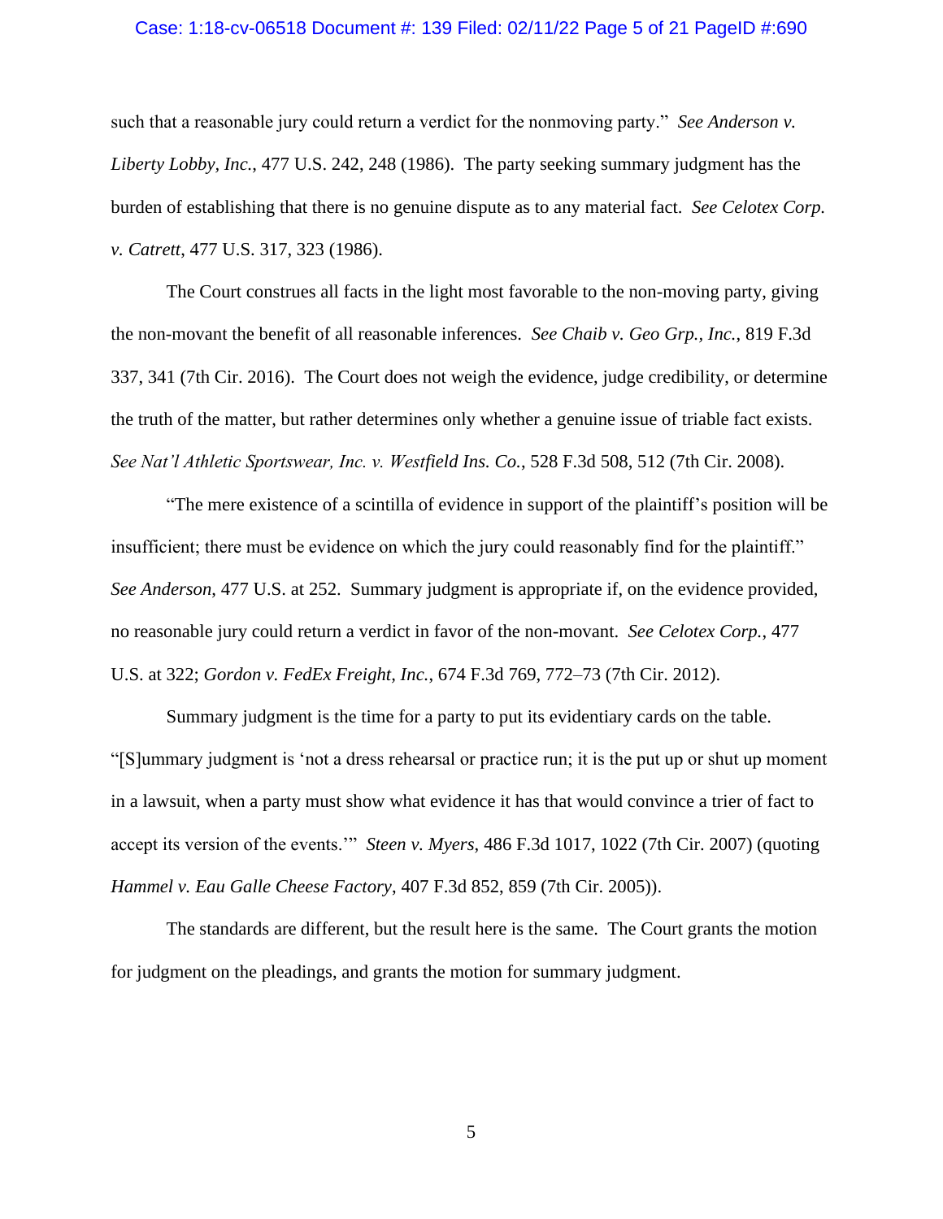such that a reasonable jury could return a verdict for the nonmoving party." *See Anderson v. Liberty Lobby, Inc.*, 477 U.S. 242, 248 (1986). The party seeking summary judgment has the burden of establishing that there is no genuine dispute as to any material fact. *See Celotex Corp. v. Catrett*, 477 U.S. 317, 323 (1986).

The Court construes all facts in the light most favorable to the non-moving party, giving the non-movant the benefit of all reasonable inferences. *See Chaib v. Geo Grp., Inc.*, 819 F.3d 337, 341 (7th Cir. 2016). The Court does not weigh the evidence, judge credibility, or determine the truth of the matter, but rather determines only whether a genuine issue of triable fact exists. *See Nat'l Athletic Sportswear, Inc. v. Westfield Ins. Co.*, 528 F.3d 508, 512 (7th Cir. 2008).

"The mere existence of a scintilla of evidence in support of the plaintiff's position will be insufficient; there must be evidence on which the jury could reasonably find for the plaintiff." *See Anderson*, 477 U.S. at 252. Summary judgment is appropriate if, on the evidence provided, no reasonable jury could return a verdict in favor of the non-movant. *See Celotex Corp.*, 477 U.S. at 322; *Gordon v. FedEx Freight, Inc.*, 674 F.3d 769, 772–73 (7th Cir. 2012).

Summary judgment is the time for a party to put its evidentiary cards on the table. "[S]ummary judgment is 'not a dress rehearsal or practice run; it is the put up or shut up moment in a lawsuit, when a party must show what evidence it has that would convince a trier of fact to accept its version of the events.'" *Steen v. Myers*, 486 F.3d 1017, 1022 (7th Cir. 2007) (quoting *Hammel v. Eau Galle Cheese Factory*, 407 F.3d 852, 859 (7th Cir. 2005)).

The standards are different, but the result here is the same. The Court grants the motion for judgment on the pleadings, and grants the motion for summary judgment.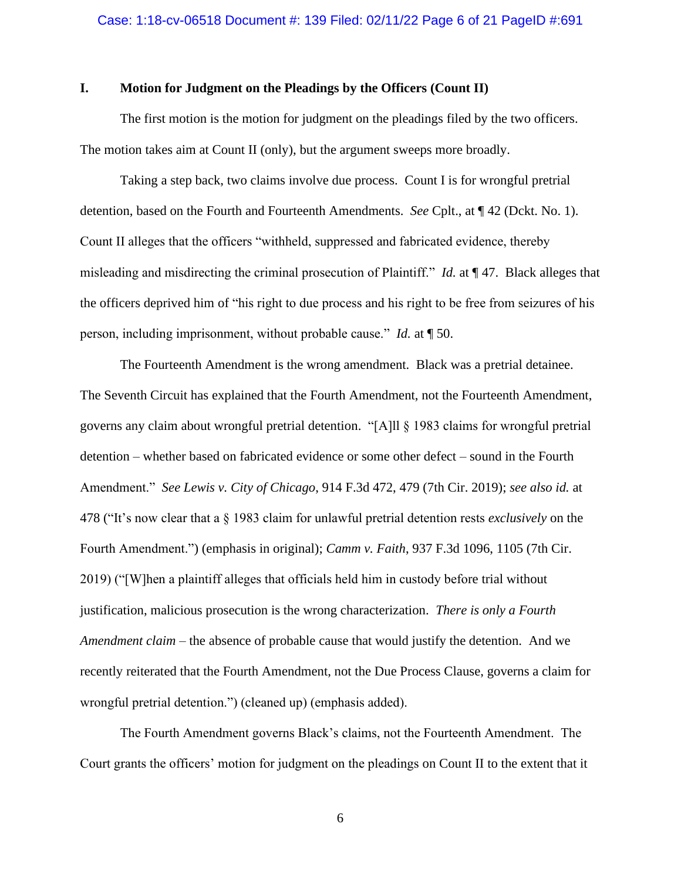## I. Motion for Judgment on the Pleadings by the Officers (Count II)

The first motion is the motion for judgment on the pleadings filed by the two officers. The motion takes aim at Count II (only), but the argument sweeps more broadly.

Taking a step back, two claims involve due process. Count I is for wrongful pretrial detention, based on the Fourth and Fourteenth Amendments. *See* Cplt., at ¶ 42 (Dckt. No. 1). Count II alleges that the officers "withheld, suppressed and fabricated evidence, thereby misleading and misdirecting the criminal prosecution of Plaintiff." *Id.* at ¶ 47. Black alleges that the officers deprived him of "his right to due process and his right to be free from seizures of his person, including imprisonment, without probable cause." *Id.* at ¶ 50.

The Fourteenth Amendment is the wrong amendment. Black was a pretrial detainee. The Seventh Circuit has explained that the Fourth Amendment, not the Fourteenth Amendment, governs any claim about wrongful pretrial detention. "[A]ll § 1983 claims for wrongful pretrial detention – whether based on fabricated evidence or some other defect – sound in the Fourth Amendment." *See Lewis v. City of Chicago*, 914 F.3d 472, 479 (7th Cir. 2019); *see also id.* at 478 ("It's now clear that a § 1983 claim for unlawful pretrial detention rests *exclusively* on the Fourth Amendment.") (emphasis in original); *Camm v. Faith*, 937 F.3d 1096, 1105 (7th Cir. 2019) ("[W]hen a plaintiff alleges that officials held him in custody before trial without justification, malicious prosecution is the wrong characterization. *There is only a Fourth Amendment claim* – the absence of probable cause that would justify the detention. And we recently reiterated that the Fourth Amendment, not the Due Process Clause, governs a claim for wrongful pretrial detention.") (cleaned up) (emphasis added).

The Fourth Amendment governs Black's claims, not the Fourteenth Amendment. The Court grants the officers' motion for judgment on the pleadings on Count II to the extent that it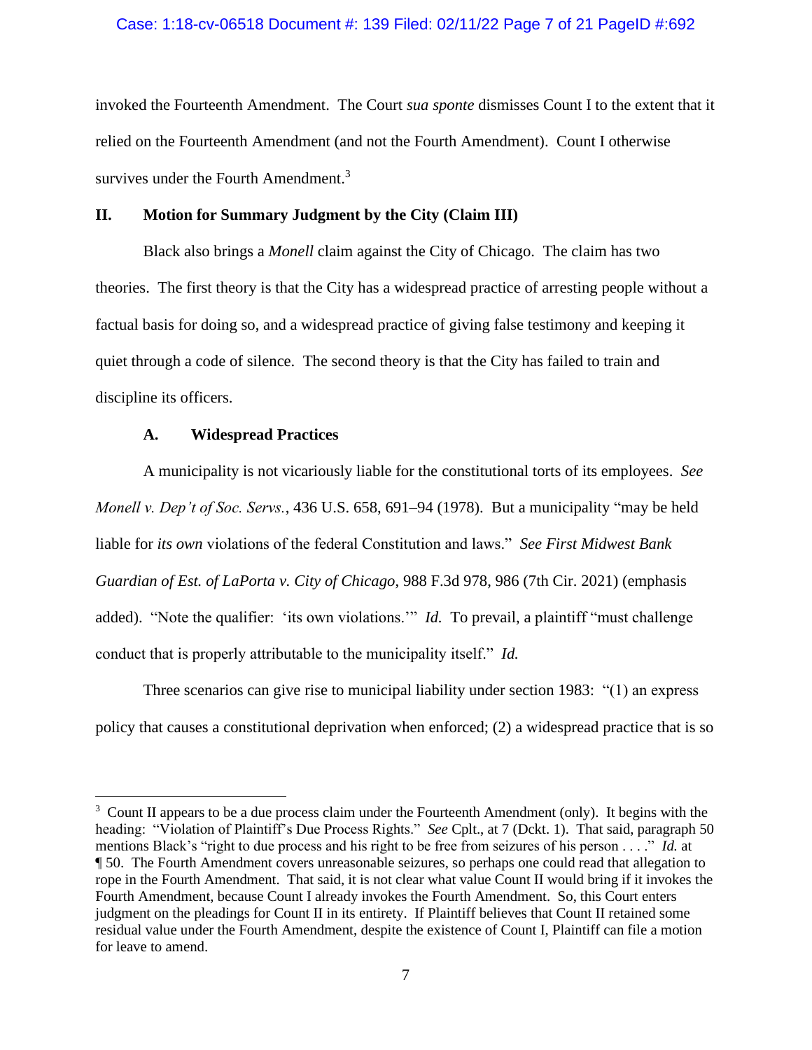invoked the Fourteenth Amendment. The Court *sua sponte* dismisses Count I to the extent that it relied on the Fourteenth Amendment (and not the Fourth Amendment). Count I otherwise survives under the Fourth Amendment.[3]

## II. Motion for Summary Judgment by the City (Claim III)

Black also brings a *Monell* claim against the City of Chicago. The claim has two theories. The first theory is that the City has a widespread practice of arresting people without a factual basis for doing so, and a widespread practice of giving false testimony and keeping it quiet through a code of silence. The second theory is that the City has failed to train and discipline its officers.

### A. Widespread Practices

A municipality is not vicariously liable for the constitutional torts of its employees. *See Monell v. Dep't of Soc. Servs.*, 436 U.S. 658, 691–94 (1978). But a municipality "may be held liable for *its own* violations of the federal Constitution and laws." *See First Midwest Bank Guardian of Est. of LaPorta v. City of Chicago*, 988 F.3d 978, 986 (7th Cir. 2021) (emphasis added). "Note the qualifier: 'its own violations.'" *Id.* To prevail, a plaintiff "must challenge conduct that is properly attributable to the municipality itself." *Id.*

Three scenarios can give rise to municipal liability under section 1983: "(1) an express policy that causes a constitutional deprivation when enforced; (2) a widespread practice that is so

---

[3] Count II appears to be a due process claim under the Fourteenth Amendment (only). It begins with the heading: "Violation of Plaintiff's Due Process Rights." *See* Cplt., at 7 (Dckt. 1). That said, paragraph 50 mentions Black's "right to due process and his right to be free from seizures of his person . . . ." *Id.* at ¶ 50. The Fourth Amendment covers unreasonable seizures, so perhaps one could read that allegation to rope in the Fourth Amendment. That said, it is not clear what value Count II would bring if it invokes the Fourth Amendment, because Count I already invokes the Fourth Amendment. So, this Court enters judgment on the pleadings for Count II in its entirety. If Plaintiff believes that Count II retained some residual value under the Fourth Amendment, despite the existence of Count I, Plaintiff can file a motion for leave to amend.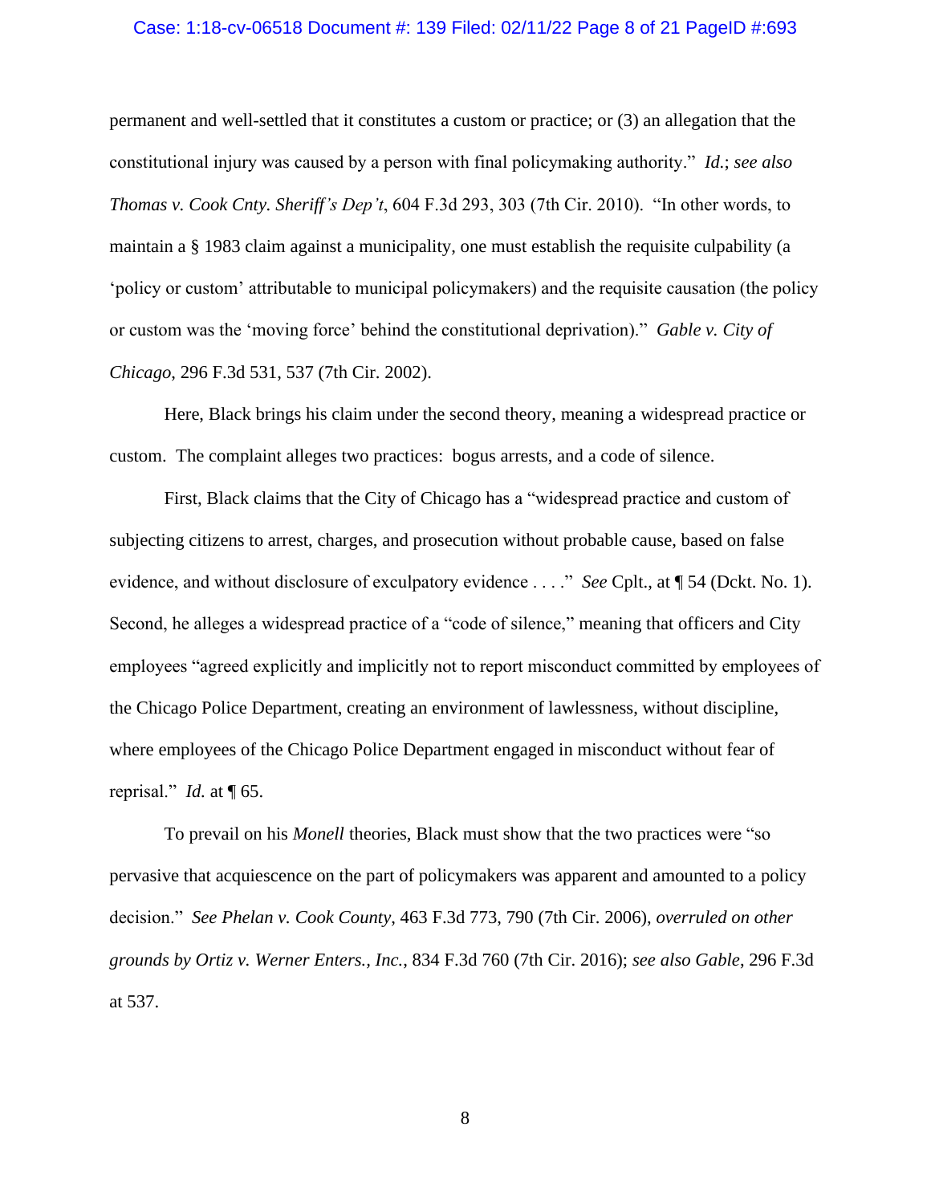permanent and well-settled that it constitutes a custom or practice; or (3) an allegation that the constitutional injury was caused by a person with final policymaking authority." *Id.*; *see also Thomas v. Cook Cnty. Sheriff's Dep't*, 604 F.3d 293, 303 (7th Cir. 2010). "In other words, to maintain a § 1983 claim against a municipality, one must establish the requisite culpability (a 'policy or custom' attributable to municipal policymakers) and the requisite causation (the policy or custom was the 'moving force' behind the constitutional deprivation)." *Gable v. City of Chicago*, 296 F.3d 531, 537 (7th Cir. 2002).

Here, Black brings his claim under the second theory, meaning a widespread practice or custom. The complaint alleges two practices: bogus arrests, and a code of silence.

First, Black claims that the City of Chicago has a "widespread practice and custom of subjecting citizens to arrest, charges, and prosecution without probable cause, based on false evidence, and without disclosure of exculpatory evidence . . . ." *See* Cplt., at ¶ 54 (Dckt. No. 1). Second, he alleges a widespread practice of a "code of silence," meaning that officers and City employees "agreed explicitly and implicitly not to report misconduct committed by employees of the Chicago Police Department, creating an environment of lawlessness, without discipline, where employees of the Chicago Police Department engaged in misconduct without fear of reprisal." *Id.* at ¶ 65.

To prevail on his *Monell* theories, Black must show that the two practices were "so pervasive that acquiescence on the part of policymakers was apparent and amounted to a policy decision." *See Phelan v. Cook County*, 463 F.3d 773, 790 (7th Cir. 2006), *overruled on other grounds by Ortiz v. Werner Enters., Inc.*, 834 F.3d 760 (7th Cir. 2016); *see also Gable*, 296 F.3d at 537.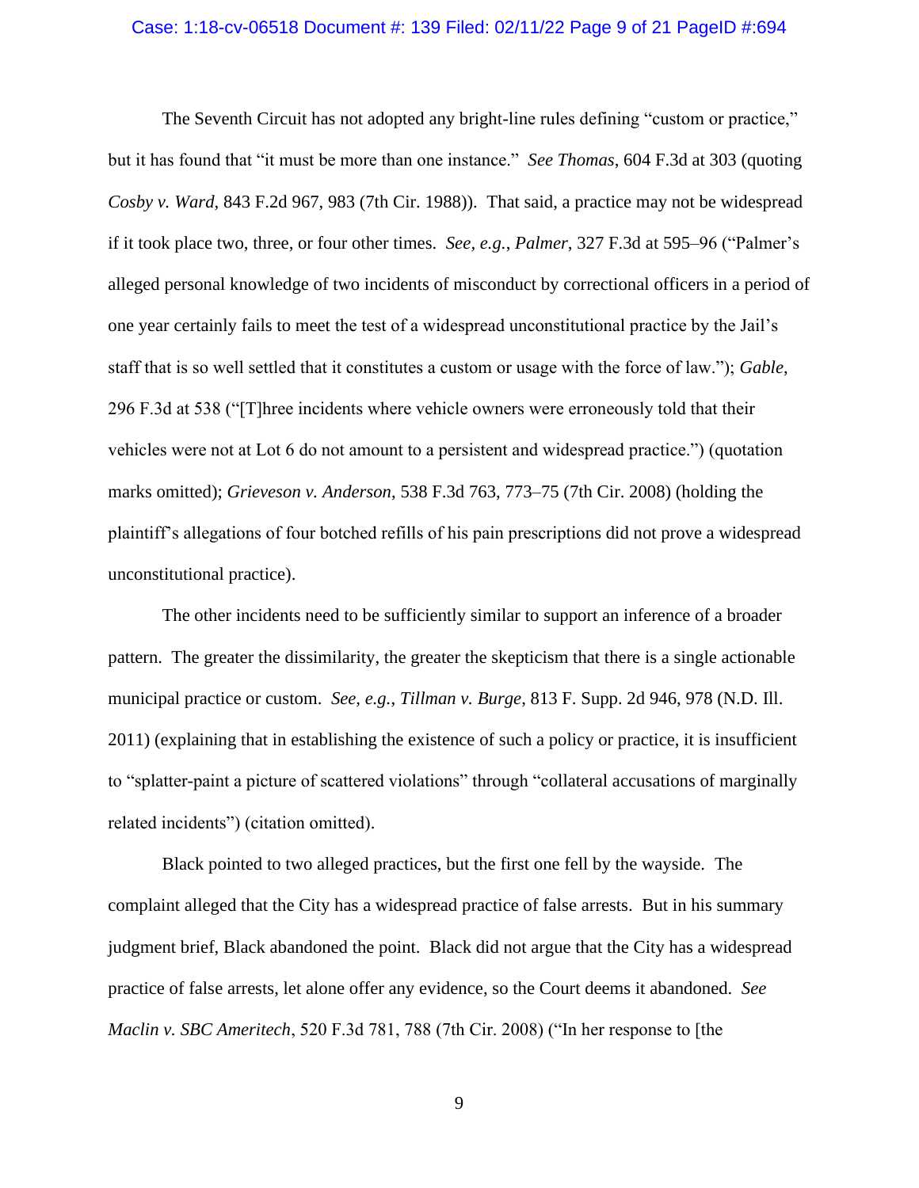The Seventh Circuit has not adopted any bright-line rules defining "custom or practice," but it has found that "it must be more than one instance." *See Thomas*, 604 F.3d at 303 (quoting *Cosby v. Ward*, 843 F.2d 967, 983 (7th Cir. 1988)). That said, a practice may not be widespread if it took place two, three, or four other times. *See, e.g.*, *Palmer*, 327 F.3d at 595–96 ("Palmer's alleged personal knowledge of two incidents of misconduct by correctional officers in a period of one year certainly fails to meet the test of a widespread unconstitutional practice by the Jail's staff that is so well settled that it constitutes a custom or usage with the force of law."); *Gable*, 296 F.3d at 538 ("[T]hree incidents where vehicle owners were erroneously told that their vehicles were not at Lot 6 do not amount to a persistent and widespread practice.") (quotation marks omitted); *Grieveson v. Anderson*, 538 F.3d 763, 773–75 (7th Cir. 2008) (holding the plaintiff's allegations of four botched refills of his pain prescriptions did not prove a widespread unconstitutional practice).

The other incidents need to be sufficiently similar to support an inference of a broader pattern. The greater the dissimilarity, the greater the skepticism that there is a single actionable municipal practice or custom. *See, e.g.*, *Tillman v. Burge*, 813 F. Supp. 2d 946, 978 (N.D. Ill. 2011) (explaining that in establishing the existence of such a policy or practice, it is insufficient to "splatter-paint a picture of scattered violations" through "collateral accusations of marginally related incidents") (citation omitted).

Black pointed to two alleged practices, but the first one fell by the wayside. The complaint alleged that the City has a widespread practice of false arrests. But in his summary judgment brief, Black abandoned the point. Black did not argue that the City has a widespread practice of false arrests, let alone offer any evidence, so the Court deems it abandoned. *See Maclin v. SBC Ameritech*, 520 F.3d 781, 788 (7th Cir. 2008) ("In her response to [the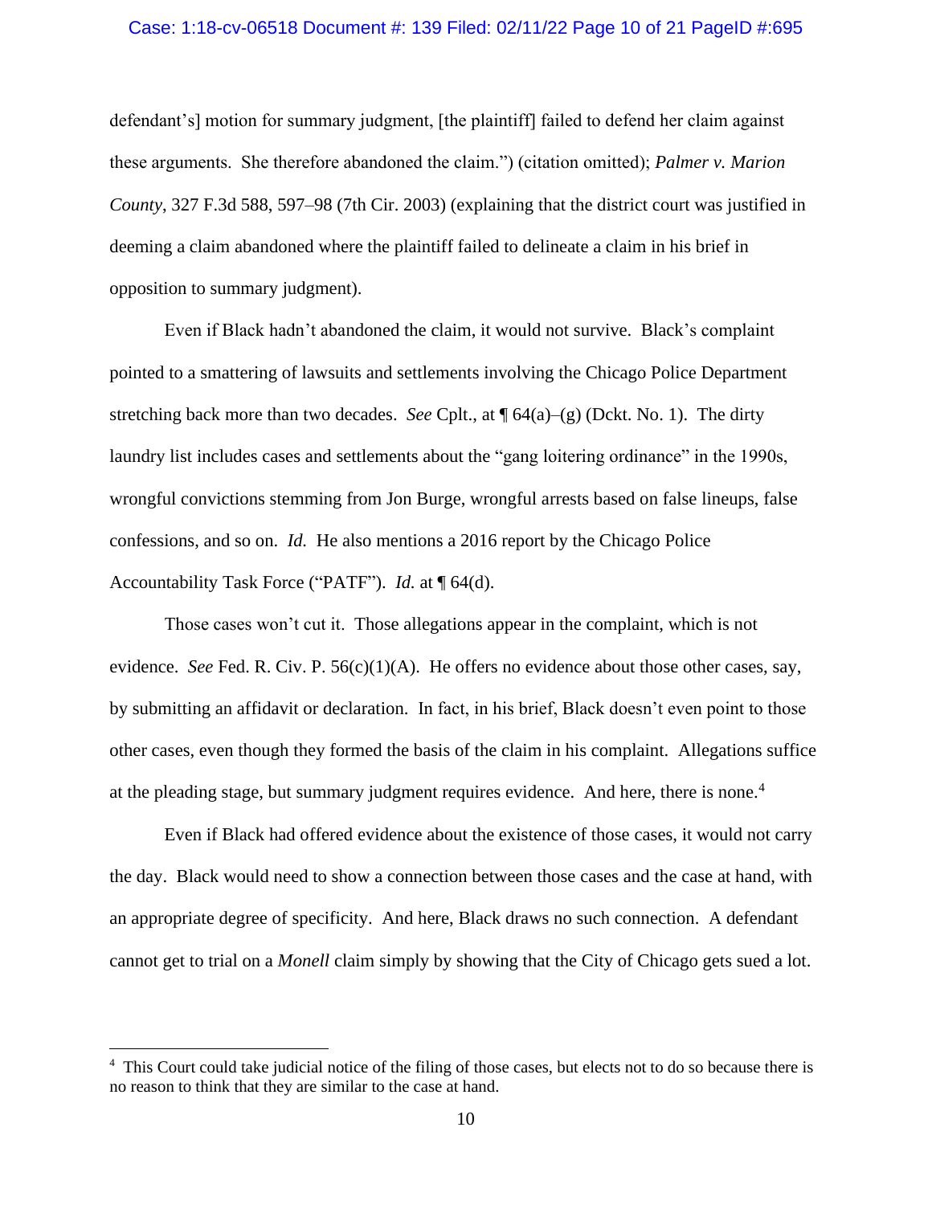defendant's] motion for summary judgment, [the plaintiff] failed to defend her claim against these arguments. She therefore abandoned the claim.") (citation omitted); *Palmer v. Marion County*, 327 F.3d 588, 597–98 (7th Cir. 2003) (explaining that the district court was justified in deeming a claim abandoned where the plaintiff failed to delineate a claim in his brief in opposition to summary judgment).

Even if Black hadn't abandoned the claim, it would not survive. Black's complaint pointed to a smattering of lawsuits and settlements involving the Chicago Police Department stretching back more than two decades. *See* Cplt., at ¶ 64(a)–(g) (Dckt. No. 1). The dirty laundry list includes cases and settlements about the "gang loitering ordinance" in the 1990s, wrongful convictions stemming from Jon Burge, wrongful arrests based on false lineups, false confessions, and so on. *Id.* He also mentions a 2016 report by the Chicago Police Accountability Task Force ("PATF"). *Id.* at ¶ 64(d).

Those cases won't cut it. Those allegations appear in the complaint, which is not evidence. *See* Fed. R. Civ. P. 56(c)(1)(A). He offers no evidence about those other cases, say, by submitting an affidavit or declaration. In fact, in his brief, Black doesn't even point to those other cases, even though they formed the basis of the claim in his complaint. Allegations suffice at the pleading stage, but summary judgment requires evidence. And here, there is none.[4]

Even if Black had offered evidence about the existence of those cases, it would not carry the day. Black would need to show a connection between those cases and the case at hand, with an appropriate degree of specificity. And here, Black draws no such connection. A defendant cannot get to trial on a *Monell* claim simply by showing that the City of Chicago gets sued a lot.

---

[4] This Court could take judicial notice of the filing of those cases, but elects not to do so because there is no reason to think that they are similar to the case at hand.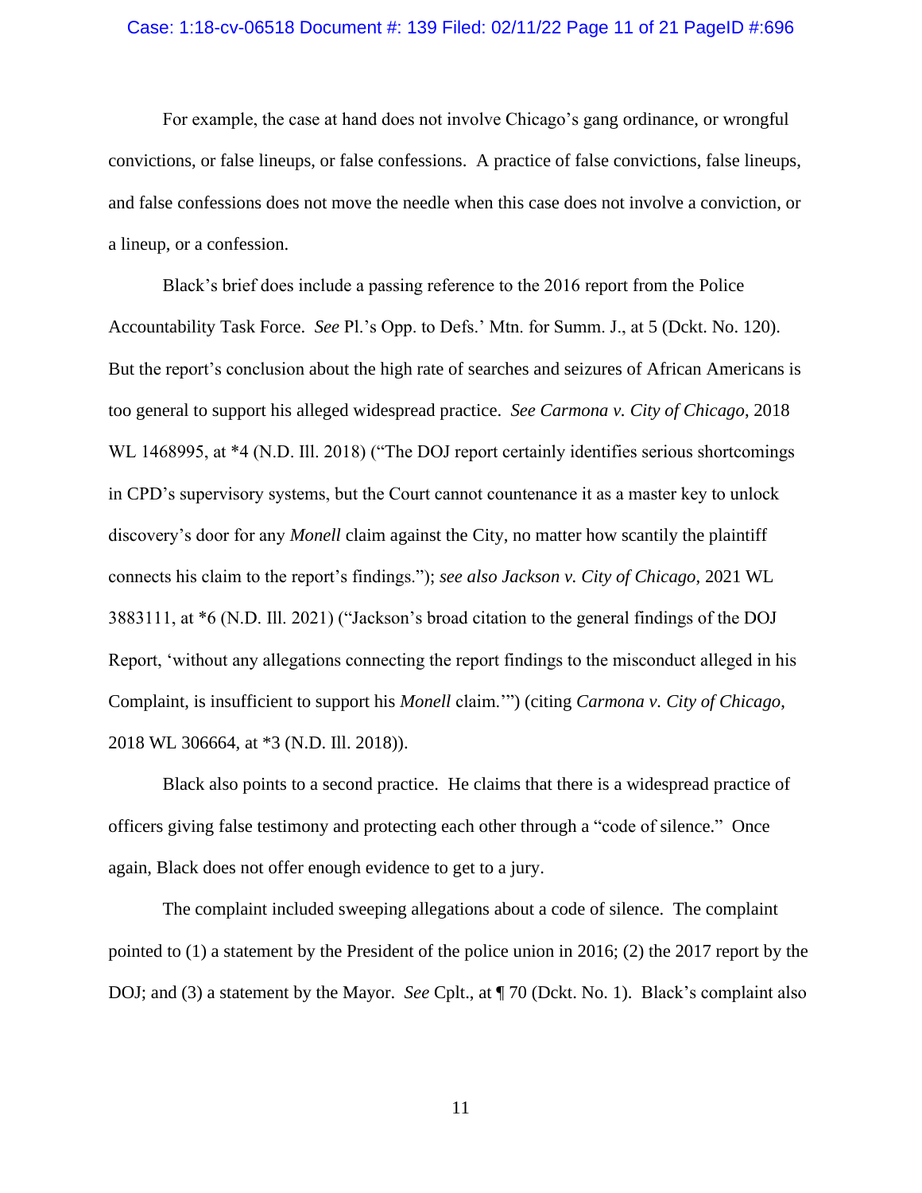For example, the case at hand does not involve Chicago's gang ordinance, or wrongful convictions, or false lineups, or false confessions. A practice of false convictions, false lineups, and false confessions does not move the needle when this case does not involve a conviction, or a lineup, or a confession.

Black's brief does include a passing reference to the 2016 report from the Police Accountability Task Force. *See* Pl.'s Opp. to Defs.' Mtn. for Summ. J., at 5 (Dckt. No. 120). But the report's conclusion about the high rate of searches and seizures of African Americans is too general to support his alleged widespread practice. *See Carmona v. City of Chicago*, 2018 WL 1468995, at *4 (N.D. Ill. 2018) ("The DOJ report certainly identifies serious shortcomings in CPD's supervisory systems, but the Court cannot countenance it as a master key to unlock discovery's door for any *Monell* claim against the City, no matter how scantily the plaintiff connects his claim to the report's findings."); *see also Jackson v. City of Chicago*, 2021 WL 3883111, at *6 (N.D. Ill. 2021) ("Jackson's broad citation to the general findings of the DOJ Report, 'without any allegations connecting the report findings to the misconduct alleged in his Complaint, is insufficient to support his *Monell* claim.'") (citing *Carmona v. City of Chicago*, 2018 WL 306664, at *3 (N.D. Ill. 2018)).

Black also points to a second practice. He claims that there is a widespread practice of officers giving false testimony and protecting each other through a "code of silence." Once again, Black does not offer enough evidence to get to a jury.

The complaint included sweeping allegations about a code of silence. The complaint pointed to (1) a statement by the President of the police union in 2016; (2) the 2017 report by the DOJ; and (3) a statement by the Mayor. *See* Cplt., at ¶ 70 (Dckt. No. 1). Black's complaint also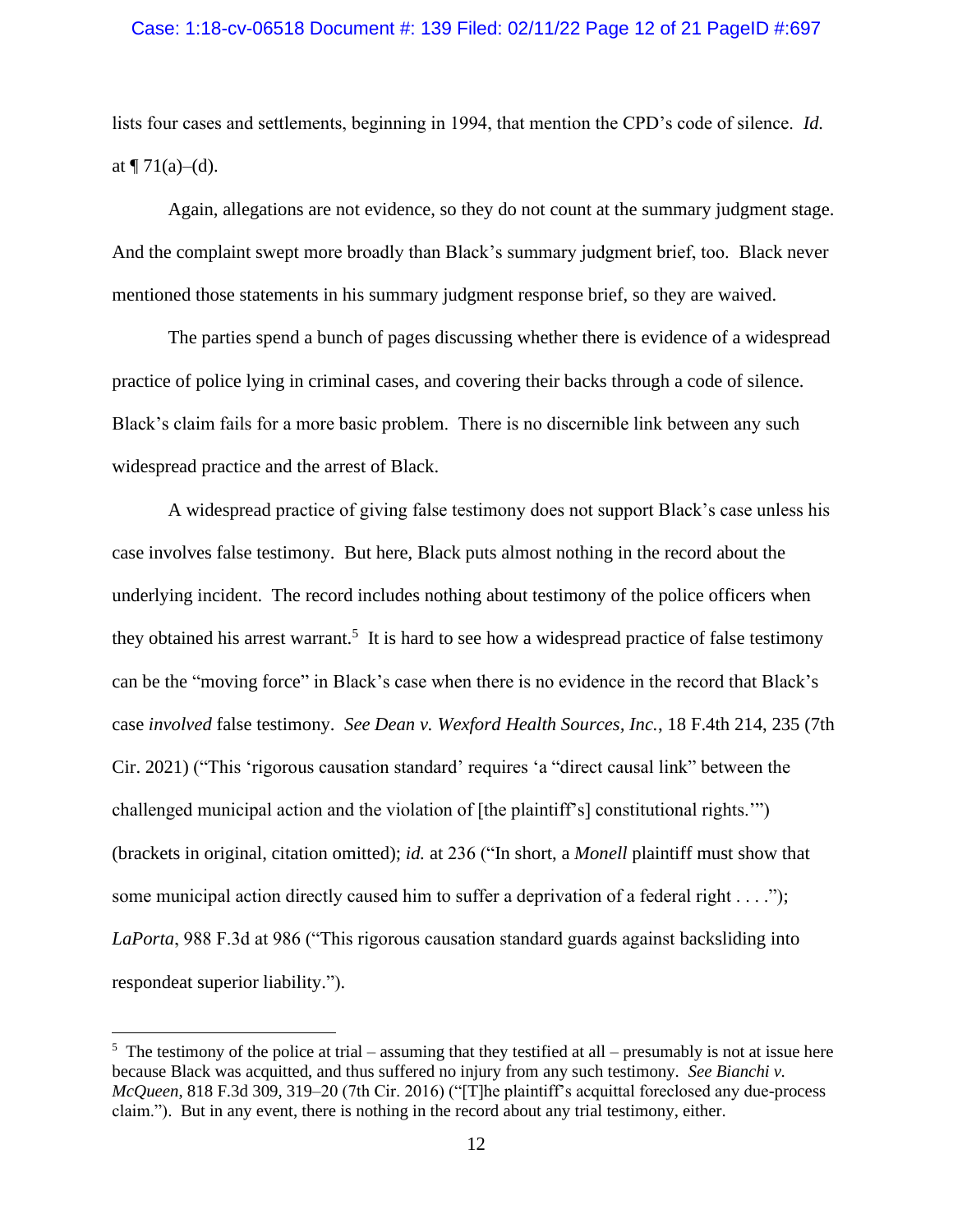lists four cases and settlements, beginning in 1994, that mention the CPD's code of silence. *Id.* at ¶ 71(a)–(d).

Again, allegations are not evidence, so they do not count at the summary judgment stage. And the complaint swept more broadly than Black's summary judgment brief, too. Black never mentioned those statements in his summary judgment response brief, so they are waived.

The parties spend a bunch of pages discussing whether there is evidence of a widespread practice of police lying in criminal cases, and covering their backs through a code of silence. Black's claim fails for a more basic problem. There is no discernible link between any such widespread practice and the arrest of Black.

A widespread practice of giving false testimony does not support Black's case unless his case involves false testimony. But here, Black puts almost nothing in the record about the underlying incident. The record includes nothing about testimony of the police officers when they obtained his arrest warrant.[5] It is hard to see how a widespread practice of false testimony can be the "moving force" in Black's case when there is no evidence in the record that Black's case *involved* false testimony. *See Dean v. Wexford Health Sources, Inc.*, 18 F.4th 214, 235 (7th Cir. 2021) ("This 'rigorous causation standard' requires 'a "direct causal link" between the challenged municipal action and the violation of [the plaintiff's] constitutional rights.'") (brackets in original, citation omitted); *id.* at 236 ("In short, a *Monell* plaintiff must show that some municipal action directly caused him to suffer a deprivation of a federal right . . . ."); *LaPorta*, 988 F.3d at 986 ("This rigorous causation standard guards against backsliding into respondeat superior liability.").

---

[5] The testimony of the police at trial – assuming that they testified at all – presumably is not at issue here because Black was acquitted, and thus suffered no injury from any such testimony. *See Bianchi v. McQueen*, 818 F.3d 309, 319–20 (7th Cir. 2016) ("[T]he plaintiff's acquittal foreclosed any due-process claim."). But in any event, there is nothing in the record about any trial testimony, either.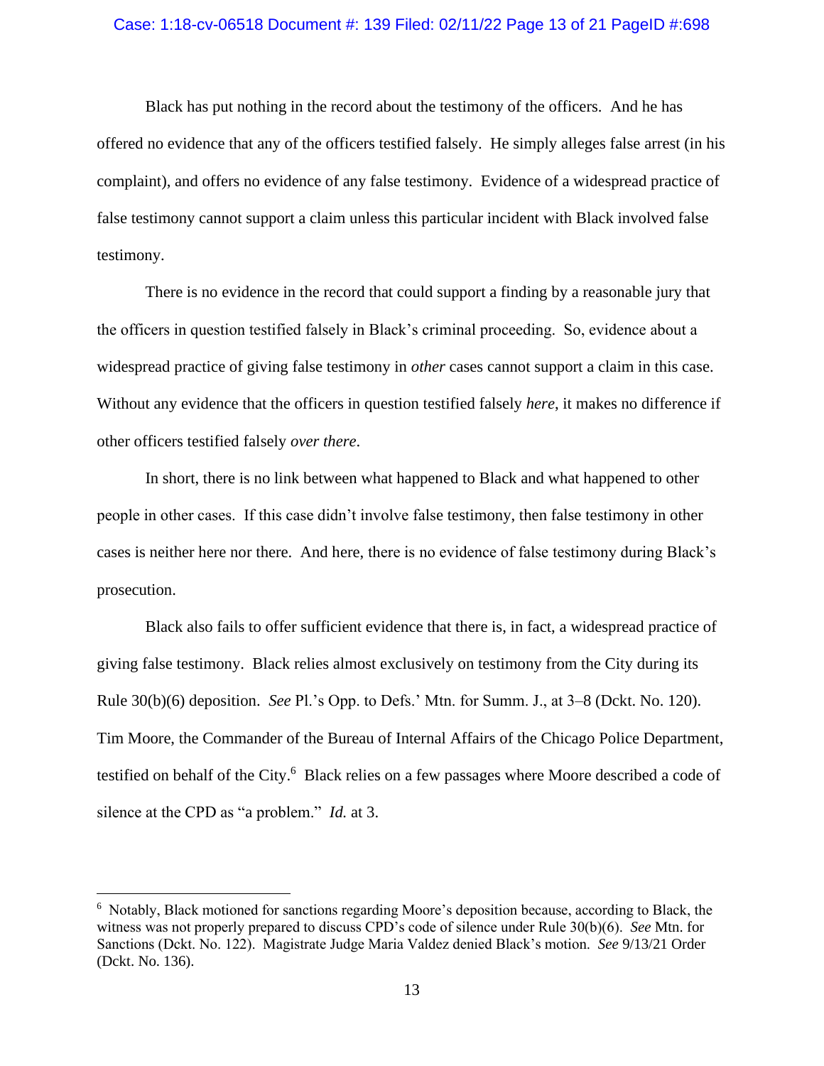Black has put nothing in the record about the testimony of the officers. And he has offered no evidence that any of the officers testified falsely. He simply alleges false arrest (in his complaint), and offers no evidence of any false testimony. Evidence of a widespread practice of false testimony cannot support a claim unless this particular incident with Black involved false testimony.

There is no evidence in the record that could support a finding by a reasonable jury that the officers in question testified falsely in Black's criminal proceeding. So, evidence about a widespread practice of giving false testimony in *other* cases cannot support a claim in this case. Without any evidence that the officers in question testified falsely *here*, it makes no difference if other officers testified falsely *over there*.

In short, there is no link between what happened to Black and what happened to other people in other cases. If this case didn't involve false testimony, then false testimony in other cases is neither here nor there. And here, there is no evidence of false testimony during Black's prosecution.

Black also fails to offer sufficient evidence that there is, in fact, a widespread practice of giving false testimony. Black relies almost exclusively on testimony from the City during its Rule 30(b)(6) deposition. *See* Pl.'s Opp. to Defs.' Mtn. for Summ. J., at 3–8 (Dckt. No. 120). Tim Moore, the Commander of the Bureau of Internal Affairs of the Chicago Police Department, testified on behalf of the City.[6] Black relies on a few passages where Moore described a code of silence at the CPD as "a problem." *Id.* at 3.

---

[6] Notably, Black motioned for sanctions regarding Moore's deposition because, according to Black, the witness was not properly prepared to discuss CPD's code of silence under Rule 30(b)(6). *See* Mtn. for Sanctions (Dckt. No. 122). Magistrate Judge Maria Valdez denied Black's motion. *See* 9/13/21 Order (Dckt. No. 136).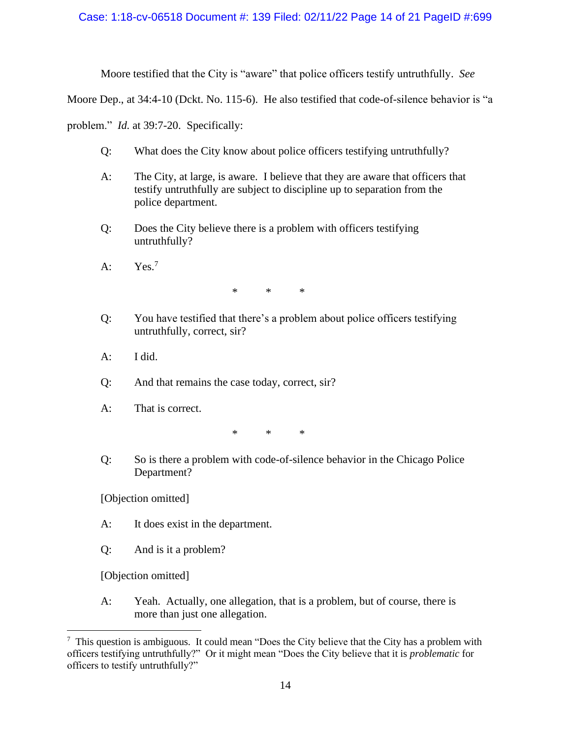Moore testified that the City is "aware" that police officers testify untruthfully. *See* Moore Dep., at 34:4-10 (Dckt. No. 115-6). He also testified that code-of-silence behavior is "a problem." *Id.* at 39:7-20. Specifically:

> Q: What does the City know about police officers testifying untruthfully?
>
> A: The City, at large, is aware. I believe that they are aware that officers that testify untruthfully are subject to discipline up to separation from the police department.
>
> Q: Does the City believe there is a problem with officers testifying untruthfully?
>
> A: Yes.[7]
>
> \* \* \*
>
> Q: You have testified that there's a problem about police officers testifying untruthfully, correct, sir?
>
> A: I did.
>
> Q: And that remains the case today, correct, sir?
>
> A: That is correct.
>
> \* \* \*
>
> Q: So is there a problem with code-of-silence behavior in the Chicago Police Department?
>
> [Objection omitted]
>
> A: It does exist in the department.
>
> Q: And is it a problem?
>
> [Objection omitted]
>
> A: Yeah. Actually, one allegation, that is a problem, but of course, there is more than just one allegation.

---

[7] This question is ambiguous. It could mean "Does the City believe that the City has a problem with officers testifying untruthfully?" Or it might mean "Does the City believe that it is *problematic* for officers to testify untruthfully?"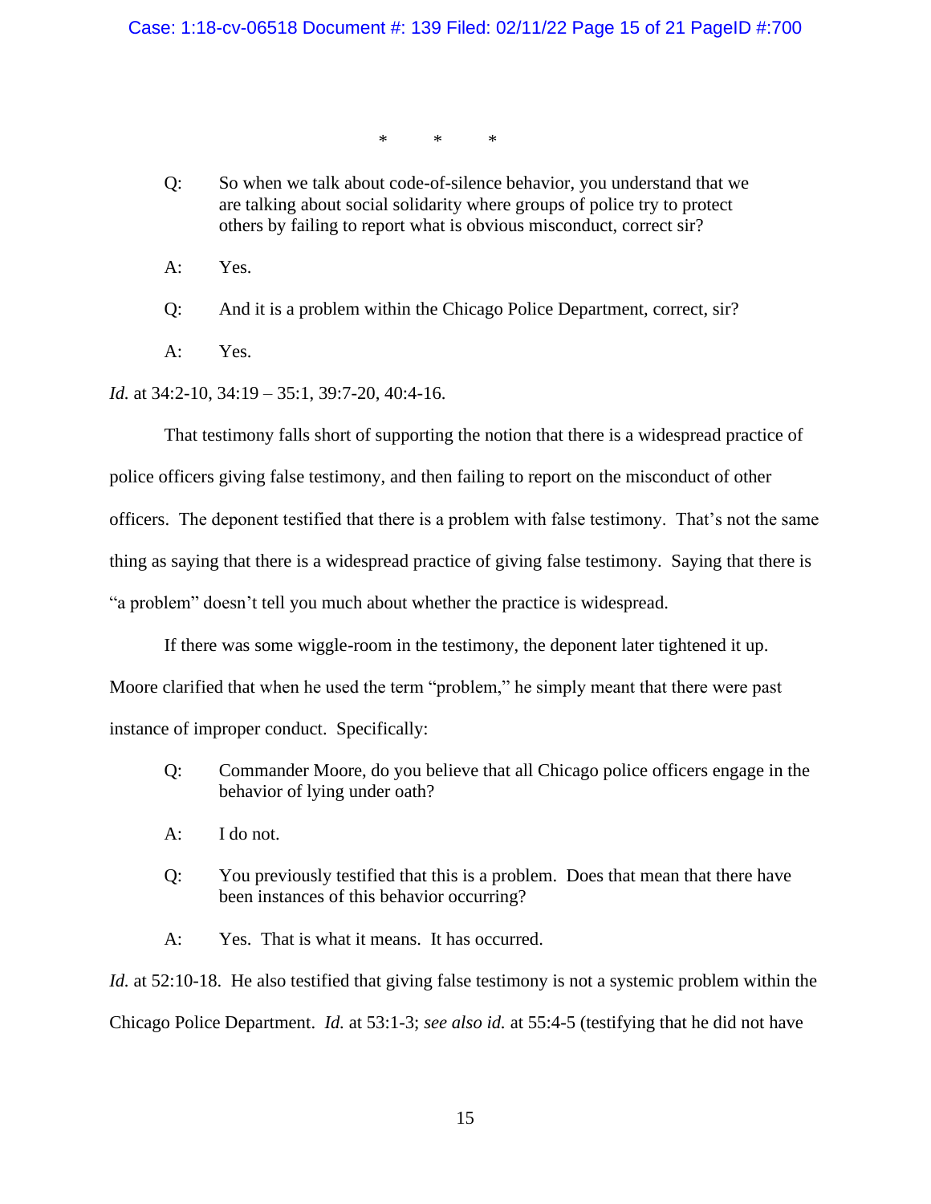\* \* \*

> Q: So when we talk about code-of-silence behavior, you understand that we are talking about social solidarity where groups of police try to protect others by failing to report what is obvious misconduct, correct sir?
>
> A: Yes.
>
> Q: And it is a problem within the Chicago Police Department, correct, sir?
>
> A: Yes.

*Id.* at 34:2-10, 34:19 – 35:1, 39:7-20, 40:4-16.

That testimony falls short of supporting the notion that there is a widespread practice of police officers giving false testimony, and then failing to report on the misconduct of other officers. The deponent testified that there is a problem with false testimony. That's not the same thing as saying that there is a widespread practice of giving false testimony. Saying that there is "a problem" doesn't tell you much about whether the practice is widespread.

If there was some wiggle-room in the testimony, the deponent later tightened it up. Moore clarified that when he used the term "problem," he simply meant that there were past instance of improper conduct. Specifically:

> Q: Commander Moore, do you believe that all Chicago police officers engage in the behavior of lying under oath?
>
> A: I do not.
>
> Q: You previously testified that this is a problem. Does that mean that there have been instances of this behavior occurring?
>
> A: Yes. That is what it means. It has occurred.

*Id.* at 52:10-18. He also testified that giving false testimony is not a systemic problem within the Chicago Police Department. *Id.* at 53:1-3; *see also id.* at 55:4-5 (testifying that he did not have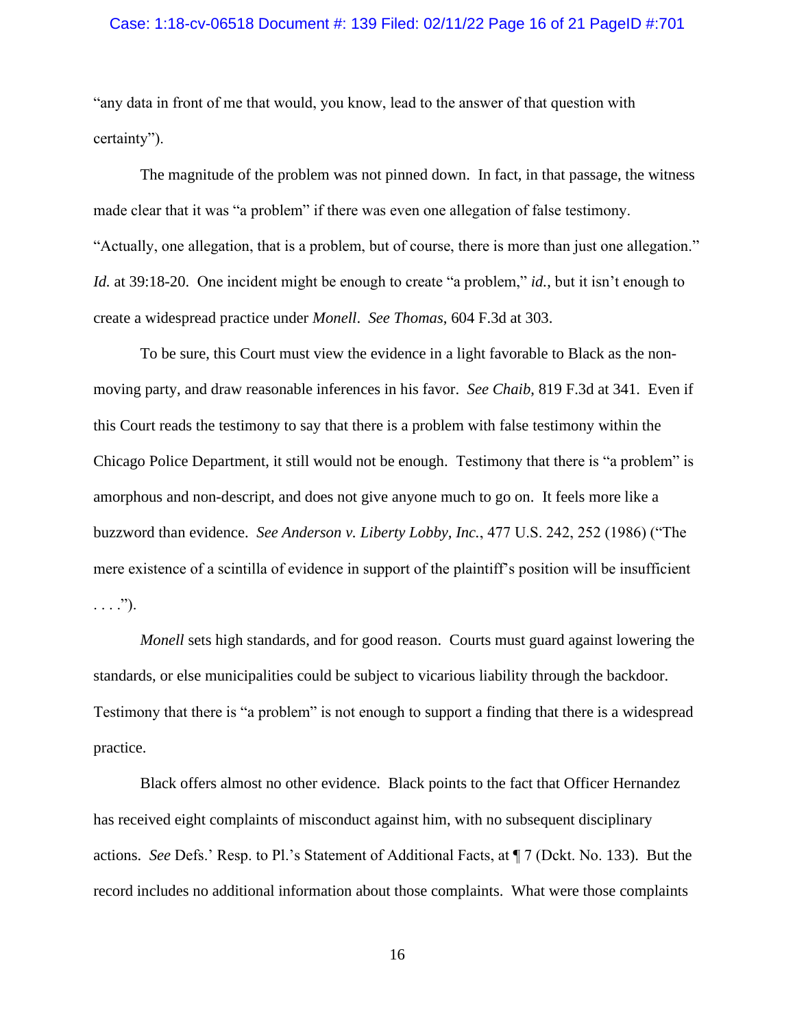"any data in front of me that would, you know, lead to the answer of that question with certainty").

The magnitude of the problem was not pinned down. In fact, in that passage, the witness made clear that it was "a problem" if there was even one allegation of false testimony. "Actually, one allegation, that is a problem, but of course, there is more than just one allegation." *Id.* at 39:18-20. One incident might be enough to create "a problem," *id.*, but it isn't enough to create a widespread practice under *Monell*. *See Thomas*, 604 F.3d at 303.

To be sure, this Court must view the evidence in a light favorable to Black as the non-moving party, and draw reasonable inferences in his favor. *See Chaib*, 819 F.3d at 341. Even if this Court reads the testimony to say that there is a problem with false testimony within the Chicago Police Department, it still would not be enough. Testimony that there is "a problem" is amorphous and non-descript, and does not give anyone much to go on. It feels more like a buzzword than evidence. *See Anderson v. Liberty Lobby, Inc.*, 477 U.S. 242, 252 (1986) ("The mere existence of a scintilla of evidence in support of the plaintiff's position will be insufficient . . . .").

*Monell* sets high standards, and for good reason. Courts must guard against lowering the standards, or else municipalities could be subject to vicarious liability through the backdoor. Testimony that there is "a problem" is not enough to support a finding that there is a widespread practice.

Black offers almost no other evidence. Black points to the fact that Officer Hernandez has received eight complaints of misconduct against him, with no subsequent disciplinary actions. *See* Defs.' Resp. to Pl.'s Statement of Additional Facts, at ¶ 7 (Dckt. No. 133). But the record includes no additional information about those complaints. What were those complaints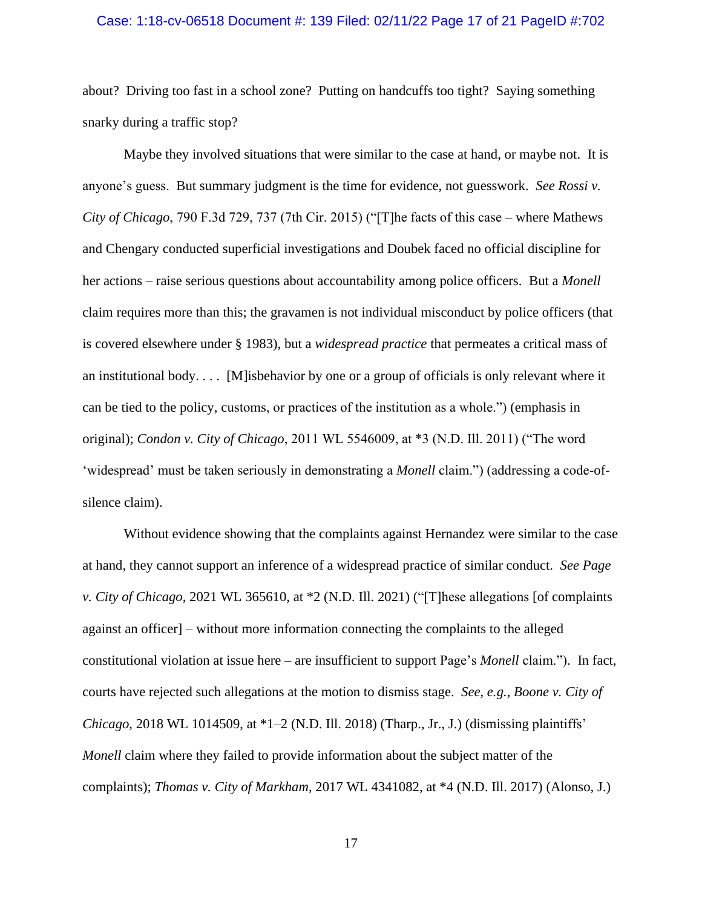about? Driving too fast in a school zone? Putting on handcuffs too tight? Saying something snarky during a traffic stop?

Maybe they involved situations that were similar to the case at hand, or maybe not. It is anyone's guess. But summary judgment is the time for evidence, not guesswork. *See Rossi v. City of Chicago*, 790 F.3d 729, 737 (7th Cir. 2015) ("[T]he facts of this case – where Mathews and Chengary conducted superficial investigations and Doubek faced no official discipline for her actions – raise serious questions about accountability among police officers. But a *Monell* claim requires more than this; the gravamen is not individual misconduct by police officers (that is covered elsewhere under § 1983), but a *widespread practice* that permeates a critical mass of an institutional body. . . . [M]isbehavior by one or a group of officials is only relevant where it can be tied to the policy, customs, or practices of the institution as a whole.") (emphasis in original); *Condon v. City of Chicago*, 2011 WL 5546009, at *3 (N.D. Ill. 2011) ("The word 'widespread' must be taken seriously in demonstrating a *Monell* claim.") (addressing a code-of-silence claim).

Without evidence showing that the complaints against Hernandez were similar to the case at hand, they cannot support an inference of a widespread practice of similar conduct. *See Page v. City of Chicago*, 2021 WL 365610, at *2 (N.D. Ill. 2021) ("[T]hese allegations [of complaints against an officer] – without more information connecting the complaints to the alleged constitutional violation at issue here – are insufficient to support Page's *Monell* claim."). In fact, courts have rejected such allegations at the motion to dismiss stage. *See, e.g.*, *Boone v. City of Chicago*, 2018 WL 1014509, at *1–2 (N.D. Ill. 2018) (Tharp., Jr., J.) (dismissing plaintiffs' *Monell* claim where they failed to provide information about the subject matter of the complaints); *Thomas v. City of Markham*, 2017 WL 4341082, at *4 (N.D. Ill. 2017) (Alonso, J.)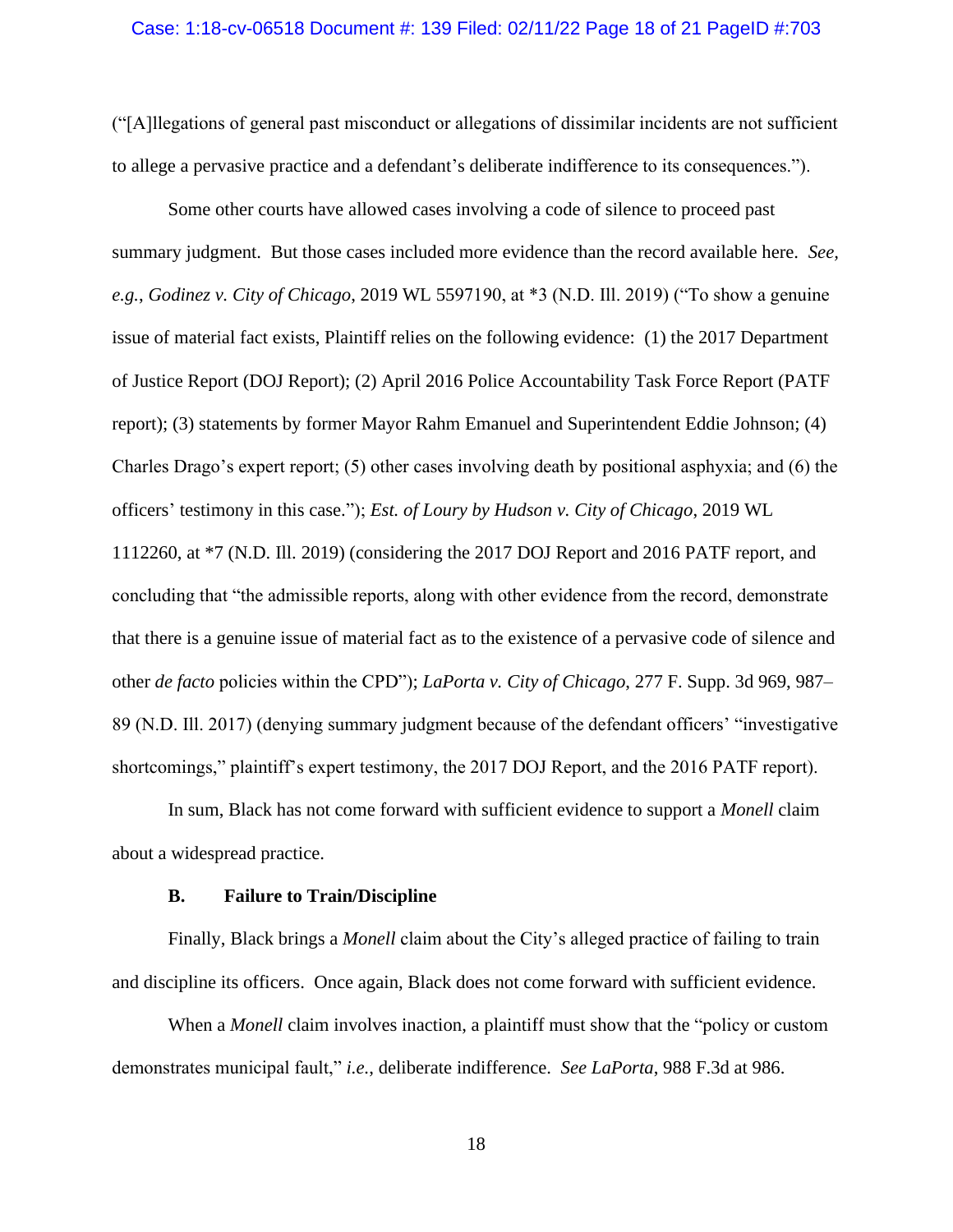("[A]llegations of general past misconduct or allegations of dissimilar incidents are not sufficient to allege a pervasive practice and a defendant's deliberate indifference to its consequences.").

Some other courts have allowed cases involving a code of silence to proceed past summary judgment. But those cases included more evidence than the record available here. *See, e.g.*, *Godinez v. City of Chicago*, 2019 WL 5597190, at *3 (N.D. Ill. 2019) ("To show a genuine issue of material fact exists, Plaintiff relies on the following evidence: (1) the 2017 Department of Justice Report (DOJ Report); (2) April 2016 Police Accountability Task Force Report (PATF report); (3) statements by former Mayor Rahm Emanuel and Superintendent Eddie Johnson; (4) Charles Drago's expert report; (5) other cases involving death by positional asphyxia; and (6) the officers' testimony in this case."); *Est. of Loury by Hudson v. City of Chicago*, 2019 WL 1112260, at *7 (N.D. Ill. 2019) (considering the 2017 DOJ Report and 2016 PATF report, and concluding that "the admissible reports, along with other evidence from the record, demonstrate that there is a genuine issue of material fact as to the existence of a pervasive code of silence and other *de facto* policies within the CPD"); *LaPorta v. City of Chicago*, 277 F. Supp. 3d 969, 987–89 (N.D. Ill. 2017) (denying summary judgment because of the defendant officers' "investigative shortcomings," plaintiff's expert testimony, the 2017 DOJ Report, and the 2016 PATF report).

In sum, Black has not come forward with sufficient evidence to support a *Monell* claim about a widespread practice.

### B. Failure to Train/Discipline

Finally, Black brings a *Monell* claim about the City's alleged practice of failing to train and discipline its officers. Once again, Black does not come forward with sufficient evidence.

When a *Monell* claim involves inaction, a plaintiff must show that the "policy or custom demonstrates municipal fault," *i.e.*, deliberate indifference. *See LaPorta*, 988 F.3d at 986.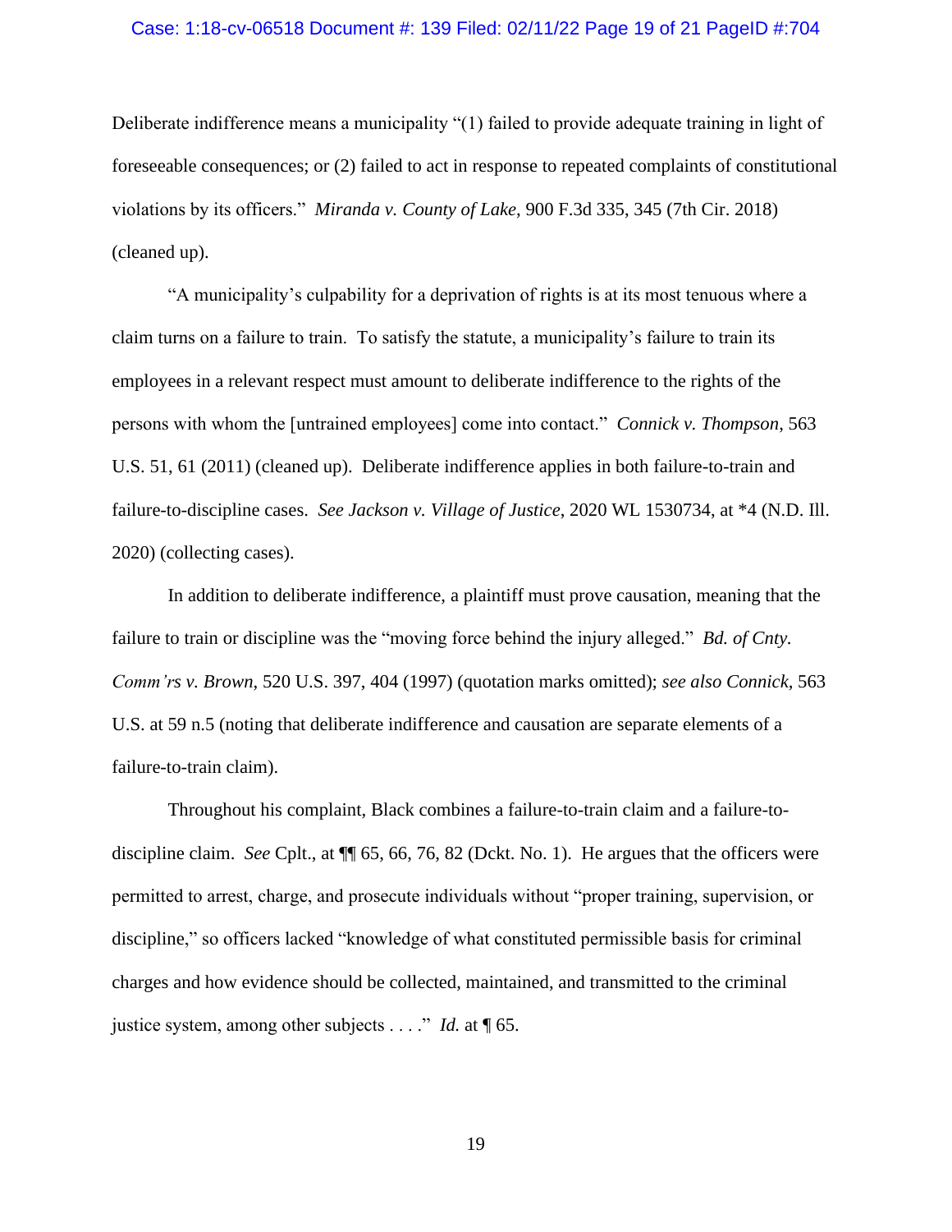Deliberate indifference means a municipality "(1) failed to provide adequate training in light of foreseeable consequences; or (2) failed to act in response to repeated complaints of constitutional violations by its officers." *Miranda v. County of Lake*, 900 F.3d 335, 345 (7th Cir. 2018) (cleaned up).

"A municipality's culpability for a deprivation of rights is at its most tenuous where a claim turns on a failure to train. To satisfy the statute, a municipality's failure to train its employees in a relevant respect must amount to deliberate indifference to the rights of the persons with whom the [untrained employees] come into contact." *Connick v. Thompson*, 563 U.S. 51, 61 (2011) (cleaned up). Deliberate indifference applies in both failure-to-train and failure-to-discipline cases. *See Jackson v. Village of Justice*, 2020 WL 1530734, at *4 (N.D. Ill. 2020) (collecting cases).

In addition to deliberate indifference, a plaintiff must prove causation, meaning that the failure to train or discipline was the "moving force behind the injury alleged." *Bd. of Cnty. Comm'rs v. Brown*, 520 U.S. 397, 404 (1997) (quotation marks omitted); *see also Connick*, 563 U.S. at 59 n.5 (noting that deliberate indifference and causation are separate elements of a failure-to-train claim).

Throughout his complaint, Black combines a failure-to-train claim and a failure-to-discipline claim. *See* Cplt., at ¶¶ 65, 66, 76, 82 (Dckt. No. 1). He argues that the officers were permitted to arrest, charge, and prosecute individuals without "proper training, supervision, or discipline," so officers lacked "knowledge of what constituted permissible basis for criminal charges and how evidence should be collected, maintained, and transmitted to the criminal justice system, among other subjects . . . ." *Id.* at ¶ 65.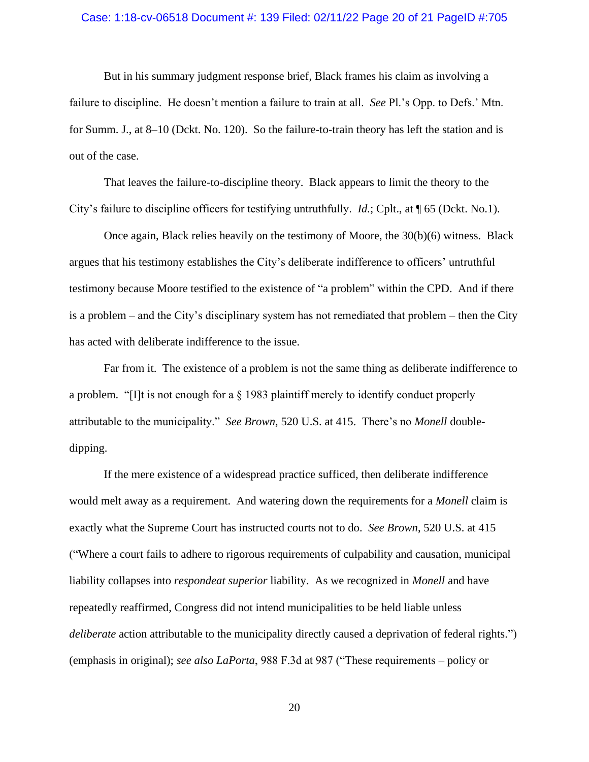But in his summary judgment response brief, Black frames his claim as involving a failure to discipline. He doesn't mention a failure to train at all. *See* Pl.'s Opp. to Defs.' Mtn. for Summ. J., at 8–10 (Dckt. No. 120). So the failure-to-train theory has left the station and is out of the case.

That leaves the failure-to-discipline theory. Black appears to limit the theory to the City's failure to discipline officers for testifying untruthfully. *Id.*; Cplt., at ¶ 65 (Dckt. No.1).

Once again, Black relies heavily on the testimony of Moore, the 30(b)(6) witness. Black argues that his testimony establishes the City's deliberate indifference to officers' untruthful testimony because Moore testified to the existence of "a problem" within the CPD. And if there is a problem – and the City's disciplinary system has not remediated that problem – then the City has acted with deliberate indifference to the issue.

Far from it. The existence of a problem is not the same thing as deliberate indifference to a problem. "[I]t is not enough for a § 1983 plaintiff merely to identify conduct properly attributable to the municipality." *See Brown*, 520 U.S. at 415. There's no *Monell* double-dipping.

If the mere existence of a widespread practice sufficed, then deliberate indifference would melt away as a requirement. And watering down the requirements for a *Monell* claim is exactly what the Supreme Court has instructed courts not to do. *See Brown*, 520 U.S. at 415 ("Where a court fails to adhere to rigorous requirements of culpability and causation, municipal liability collapses into *respondeat superior* liability. As we recognized in *Monell* and have repeatedly reaffirmed, Congress did not intend municipalities to be held liable unless *deliberate* action attributable to the municipality directly caused a deprivation of federal rights.") (emphasis in original); *see also LaPorta*, 988 F.3d at 987 ("These requirements – policy or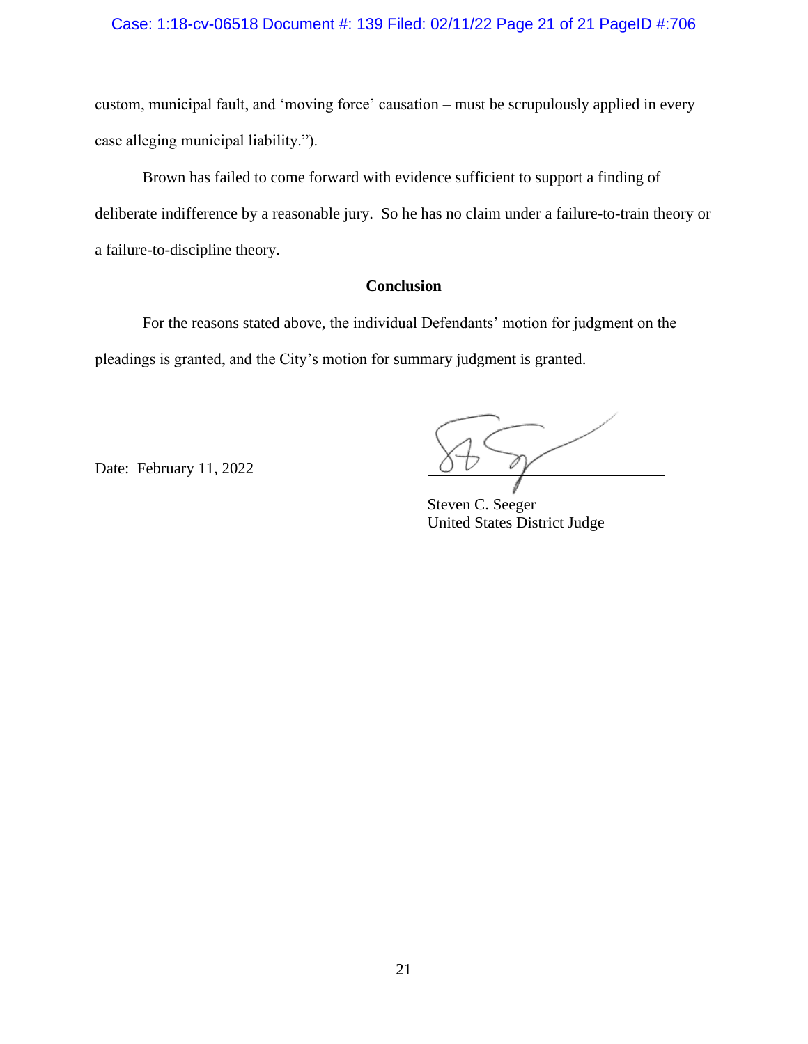custom, municipal fault, and 'moving force' causation – must be scrupulously applied in every case alleging municipal liability.").

Brown has failed to come forward with evidence sufficient to support a finding of deliberate indifference by a reasonable jury. So he has no claim under a failure-to-train theory or a failure-to-discipline theory.

**Conclusion**

For the reasons stated above, the individual Defendants' motion for judgment on the pleadings is granted, and the City's motion for summary judgment is granted.

Date: February 11, 2022

Steven C. Seeger
United States District Judge